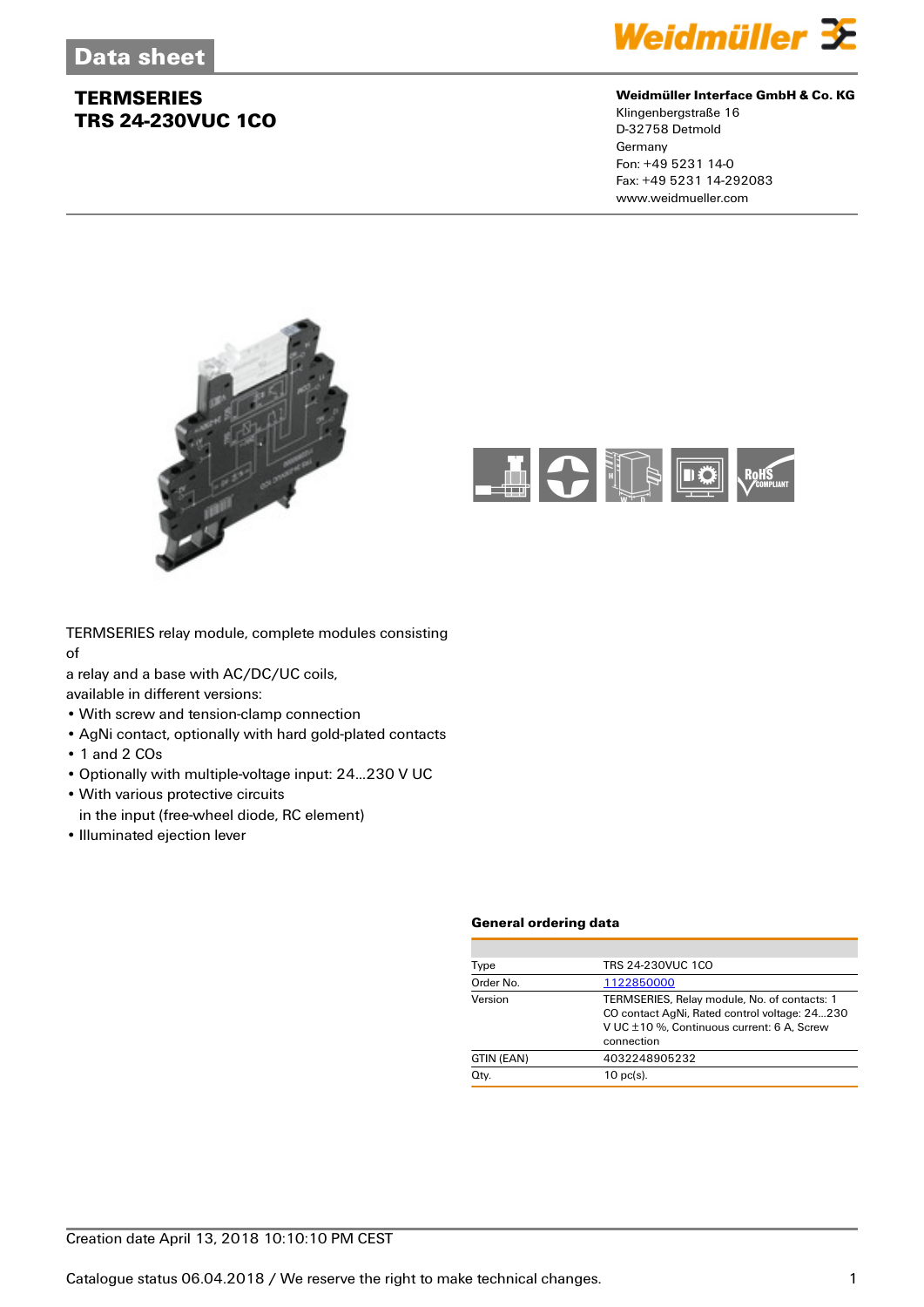Data sheet

# TERMSERIES
# TRS 24-230VUC 1CO

**Weidmüller Interface GmbH & Co. KG**
Klingenbergstraße 16
D-32758 Detmold
Germany
Fon: +49 5231 14-0
Fax: +49 5231 14-292083
www.weidmueller.com

TERMSERIES relay module, complete modules consisting of
a relay and a base with AC/DC/UC coils,
available in different versions:

- With screw and tension-clamp connection
- AgNi contact, optionally with hard gold-plated contacts
- 1 and 2 COs
- Optionally with multiple-voltage input: 24...230 V UC
- With various protective circuits in the input (free-wheel diode, RC element)
- Illuminated ejection lever

### General ordering data

| | |
|---|---|
| Type | TRS 24-230VUC 1CO |
| Order No. | 1122850000 |
| Version | TERMSERIES, Relay module, No. of contacts: 1 CO contact AgNi, Rated control voltage: 24...230 V UC ±10 %, Continuous current: 6 A, Screw connection |
| GTIN (EAN) | 4032248905232 |
| Qty. | 10 pc(s). |

Creation date April 13, 2018 10:10:10 PM CEST

Catalogue status 06.04.2018 / We reserve the right to make technical changes.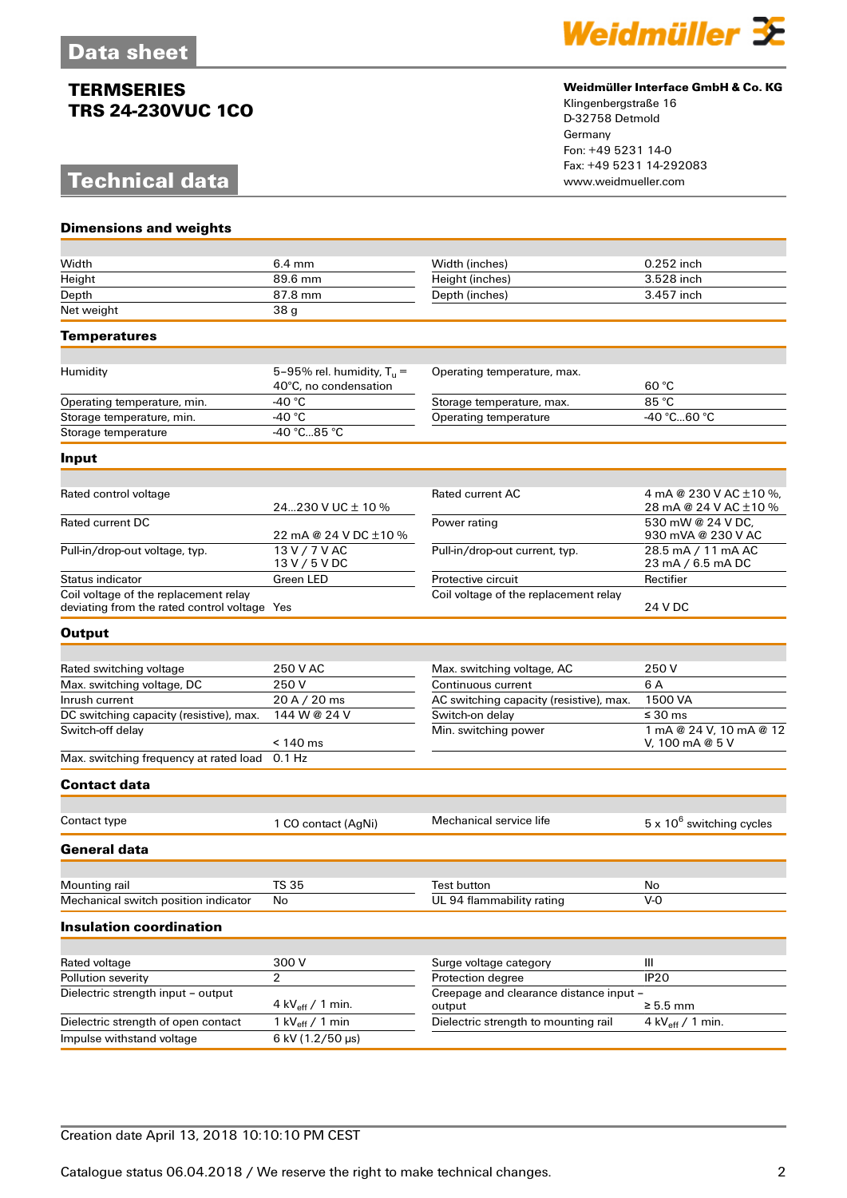# Data sheet

## TERMSERIES
## TRS 24-230VUC 1CO

**Weidmüller Interface GmbH & Co. KG**
Klingenbergstraße 16
D-32758 Detmold
Germany
Fon: +49 5231 14-0
Fax: +49 5231 14-292083
www.weidmueller.com

# Technical data

### Dimensions and weights

| | | | |
|---|---|---|---|
| Width | 6.4 mm | Width (inches) | 0.252 inch |
| Height | 89.6 mm | Height (inches) | 3.528 inch |
| Depth | 87.8 mm | Depth (inches) | 3.457 inch |
| Net weight | 38 g | | |

### Temperatures

| | | | |
|---|---|---|---|
| Humidity | 5–95% rel. humidity, $T_u$ = 40°C, no condensation | Operating temperature, max. | 60 °C |
| Operating temperature, min. | -40 °C | Storage temperature, max. | 85 °C |
| Storage temperature, min. | -40 °C | Operating temperature | -40 °C...60 °C |
| Storage temperature | -40 °C...85 °C | | |

### Input

| | | | |
|---|---|---|---|
| Rated control voltage | 24...230 V UC ± 10 % | Rated current AC | 4 mA @ 230 V AC ±10 %, 28 mA @ 24 V AC ±10 % |
| Rated current DC | 22 mA @ 24 V DC ±10 % | Power rating | 530 mW @ 24 V DC, 930 mVA @ 230 V AC |
| Pull-in/drop-out voltage, typ. | 13 V / 7 V AC<br>13 V / 5 V DC | Pull-in/drop-out current, typ. | 28.5 mA / 11 mA AC<br>23 mA / 6.5 mA DC |
| Status indicator | Green LED | Protective circuit | Rectifier |
| Coil voltage of the replacement relay deviating from the rated control voltage | Yes | Coil voltage of the replacement relay | 24 V DC |

### Output

| | | | |
|---|---|---|---|
| Rated switching voltage | 250 V AC | Max. switching voltage, AC | 250 V |
| Max. switching voltage, DC | 250 V | Continuous current | 6 A |
| Inrush current | 20 A / 20 ms | AC switching capacity (resistive), max. | 1500 VA |
| DC switching capacity (resistive), max. | 144 W @ 24 V | Switch-on delay | ≤ 30 ms |
| Switch-off delay | < 140 ms | Min. switching power | 1 mA @ 24 V, 10 mA @ 12 V, 100 mA @ 5 V |
| Max. switching frequency at rated load | 0.1 Hz | | |

### Contact data

| | | | |
|---|---|---|---|
| Contact type | 1 CO contact (AgNi) | Mechanical service life | 5 x $10^6$ switching cycles |

### General data

| | | | |
|---|---|---|---|
| Mounting rail | TS 35 | Test button | No |
| Mechanical switch position indicator | No | UL 94 flammability rating | V-0 |

### Insulation coordination

| | | | |
|---|---|---|---|
| Rated voltage | 300 V | Surge voltage category | III |
| Pollution severity | 2 | Protection degree | IP20 |
| Dielectric strength input – output | 4 $kV_{eff}$ / 1 min. | Creepage and clearance distance input – output | ≥ 5.5 mm |
| Dielectric strength of open contact | 1 $kV_{eff}$ / 1 min | Dielectric strength to mounting rail | 4 $kV_{eff}$ / 1 min. |
| Impulse withstand voltage | 6 kV (1.2/50 µs) | | |

Creation date April 13, 2018 10:10:10 PM CEST

Catalogue status 06.04.2018 / We reserve the right to make technical changes.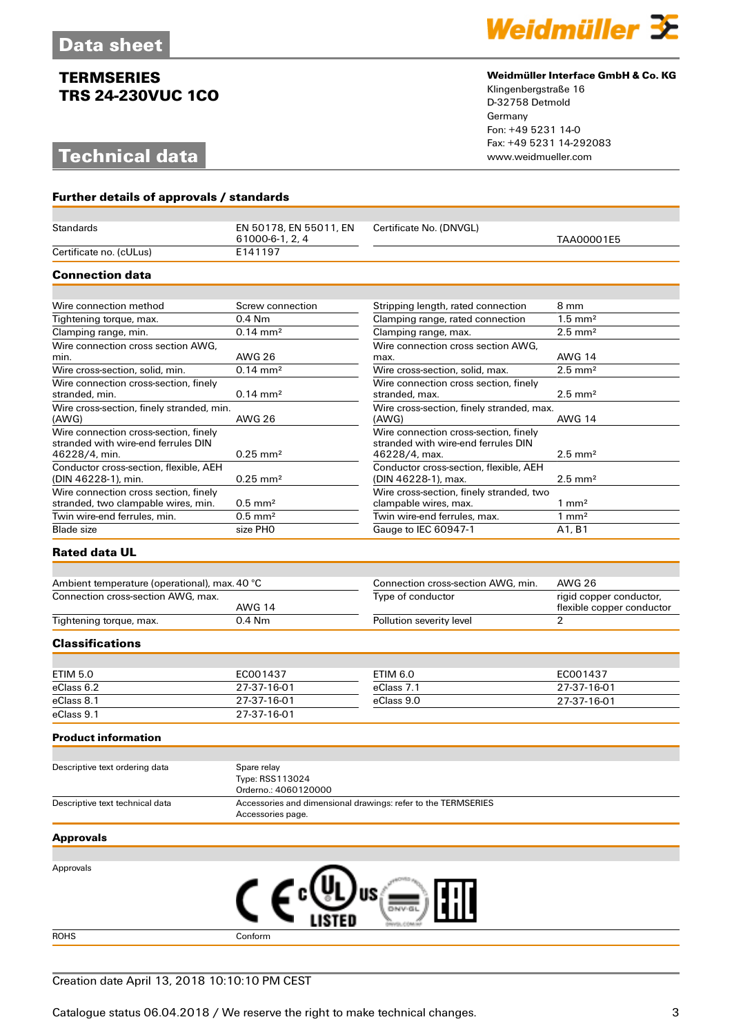# Data sheet

## TERMSERIES
## TRS 24-230VUC 1CO

**Weidmüller Interface GmbH & Co. KG**
Klingenbergstraße 16
D-32758 Detmold
Germany
Fon: +49 5231 14-0
Fax: +49 5231 14-292083
www.weidmueller.com

# Technical data

### Further details of approvals / standards

| | | | |
|---|---|---|---|
| Standards | EN 50178, EN 55011, EN 61000-6-1, 2, 4 | Certificate No. (DNVGL) | TAA00001E5 |
| Certificate no. (cULus) | E141197 | | |

### Connection data

| | | | |
|---|---|---|---|
| Wire connection method | Screw connection | Stripping length, rated connection | 8 mm |
| Tightening torque, max. | 0.4 Nm | Clamping range, rated connection | 1.5 mm² |
| Clamping range, min. | 0.14 mm² | Clamping range, max. | 2.5 mm² |
| Wire connection cross section AWG, min. | AWG 26 | Wire connection cross section AWG, max. | AWG 14 |
| Wire cross-section, solid, min. | 0.14 mm² | Wire cross-section, solid, max. | 2.5 mm² |
| Wire connection cross-section, finely stranded, min. | 0.14 mm² | Wire connection cross section, finely stranded, max. | 2.5 mm² |
| Wire cross-section, finely stranded, min. (AWG) | AWG 26 | Wire cross-section, finely stranded, max. (AWG) | AWG 14 |
| Wire connection cross-section, finely stranded with wire-end ferrules DIN 46228/4, min. | 0.25 mm² | Wire connection cross-section, finely stranded with wire-end ferrules DIN 46228/4, max. | 2.5 mm² |
| Conductor cross-section, flexible, AEH (DIN 46228-1), min. | 0.25 mm² | Conductor cross-section, flexible, AEH (DIN 46228-1), max. | 2.5 mm² |
| Wire connection cross section, finely stranded, two clampable wires, min. | 0.5 mm² | Wire cross-section, finely stranded, two clampable wires, max. | 1 mm² |
| Twin wire-end ferrules, min. | 0.5 mm² | Twin wire-end ferrules, max. | 1 mm² |
| Blade size | size PH0 | Gauge to IEC 60947-1 | A1, B1 |

### Rated data UL

| | | | |
|---|---|---|---|
| Ambient temperature (operational), max. | 40 °C | Connection cross-section AWG, min. | AWG 26 |
| Connection cross-section AWG, max. | AWG 14 | Type of conductor | rigid copper conductor, flexible copper conductor |
| Tightening torque, max. | 0.4 Nm | Pollution severity level | 2 |

### Classifications

| | | | |
|---|---|---|---|
| ETIM 5.0 | EC001437 | ETIM 6.0 | EC001437 |
| eClass 6.2 | 27-37-16-01 | eClass 7.1 | 27-37-16-01 |
| eClass 8.1 | 27-37-16-01 | eClass 9.0 | 27-37-16-01 |
| eClass 9.1 | 27-37-16-01 | | |

### Product information

| | |
|---|---|
| Descriptive text ordering data | Spare relay<br>Type: RSS113024<br>Orderno.: 4060120000 |
| Descriptive text technical data | Accessories and dimensional drawings: refer to the TERMSERIES Accessories page. |

### Approvals

| | |
|---|---|
| Approvals | CE, cULus LISTED, DNV·GL, EAC |
| ROHS | Conform |

Creation date April 13, 2018 10:10:10 PM CEST

Catalogue status 06.04.2018 / We reserve the right to make technical changes.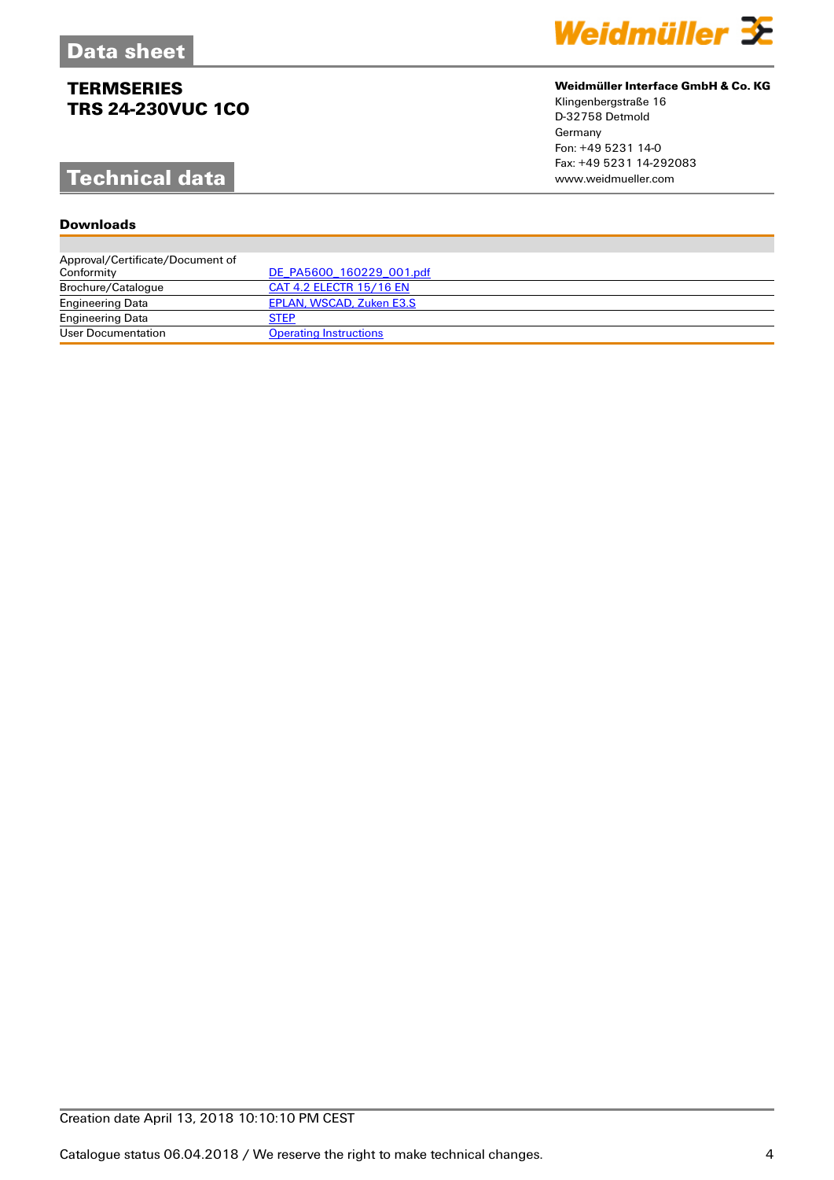# Data sheet

## TERMSERIES
## TRS 24-230VUC 1CO

**Weidmüller Interface GmbH & Co. KG**
Klingenbergstraße 16
D-32758 Detmold
Germany
Fon: +49 5231 14-0
Fax: +49 5231 14-292083
www.weidmueller.com

# Technical data

### Downloads

| | |
|---|---|
| Approval/Certificate/Document of Conformity | DE_PA5600_160229_001.pdf |
| Brochure/Catalogue | CAT 4.2 ELECTR 15/16 EN |
| Engineering Data | EPLAN, WSCAD, Zuken E3.S |
| Engineering Data | STEP |
| User Documentation | Operating Instructions |

Creation date April 13, 2018 10:10:10 PM CEST

Catalogue status 06.04.2018 / We reserve the right to make technical changes.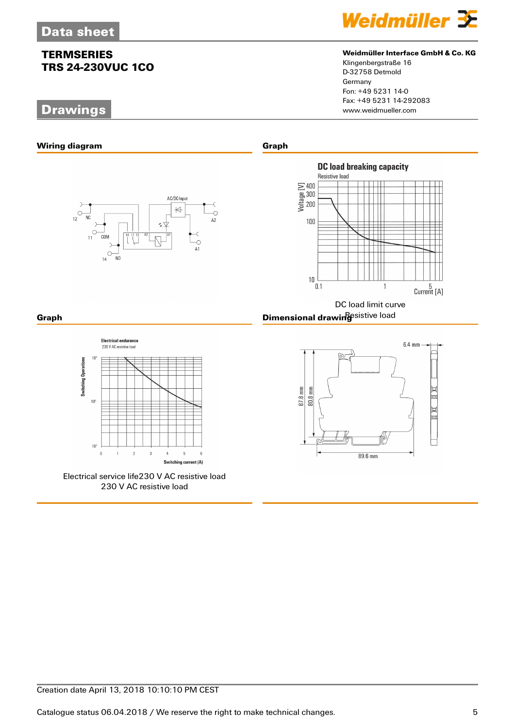# Data sheet

## TERMSERIES
## TRS 24-230VUC 1CO

**Weidmüller Interface GmbH & Co. KG**
Klingenbergstraße 16
D-32758 Detmold
Germany
Fon: +49 5231 14-0
Fax: +49 5231 14-292083
www.weidmueller.com

# Drawings

### Wiring diagram

### Graph

DC load limit curve
Resistive load

### Graph

Electrical service life230 V AC resistive load
230 V AC resistive load

### Dimensional drawing

Creation date April 13, 2018 10:10:10 PM CEST

Catalogue status 06.04.2018 / We reserve the right to make technical changes.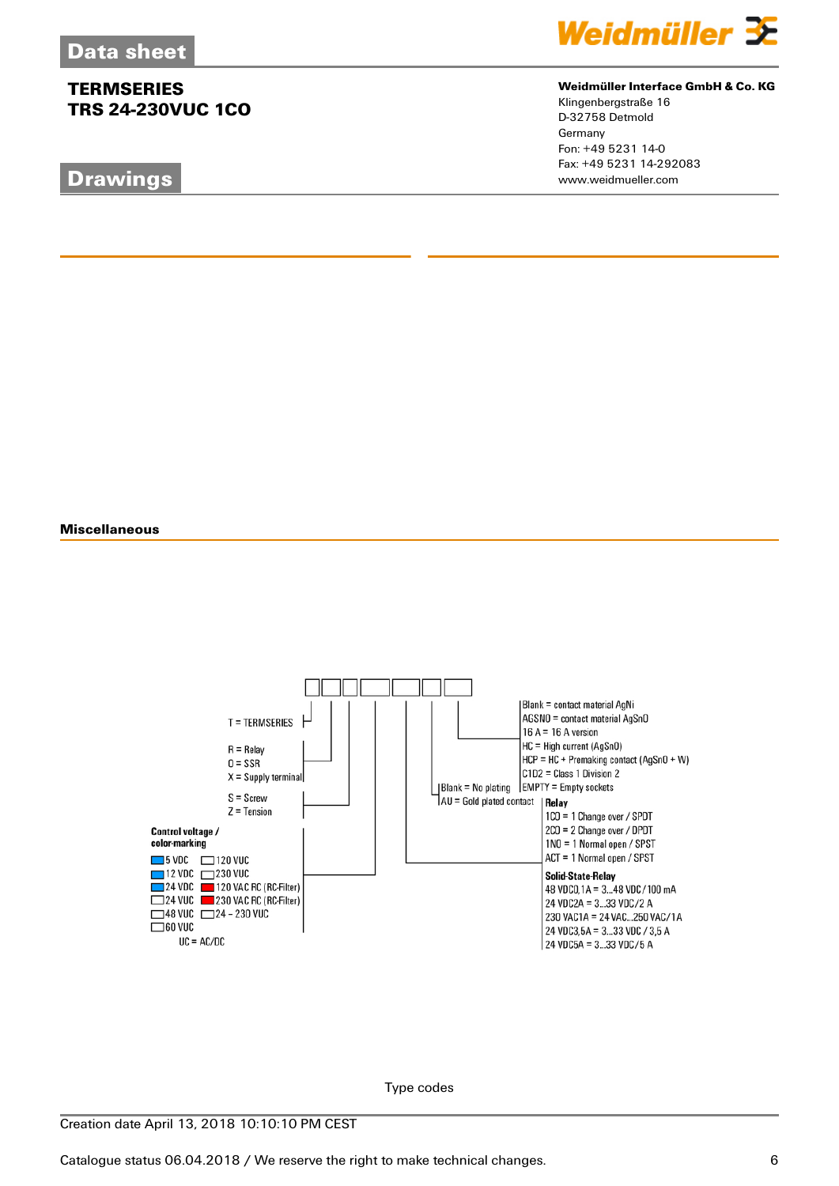# Data sheet

## TERMSERIES
## TRS 24-230VUC 1CO

**Weidmüller Interface GmbH & Co. KG**
Klingenbergstraße 16
D-32758 Detmold
Germany
Fon: +49 5231 14-0
Fax: +49 5231 14-292083
www.weidmueller.com

## Drawings

### Miscellaneous

T = TERMSERIES

R = Relay
O = SSR
X = Supply terminal

S = Screw
Z = Tension

Control voltage / color-marking

5 VDC
12 VDC
24 VDC
24 VUC
48 VUC
60 VUC
120 VUC
230 VUC
120 VAC RC (RC-Filter)
230 VAC RC (RC-Filter)
24 – 230 VUC

UC = AC/DC

Blank = No plating
AU = Gold plated contact

Blank = contact material AgNi
AGSNO = contact material AgSnO
16 A = 16 A version
HC = High current (AgSnO)
HCP = HC + Premaking contact (AgSnO + W)
C1D2 = Class 1 Division 2
EMPTY = Empty sockets

**Relay**
1CO = 1 Change over / SPDT
2CO = 2 Change over / DPDT
1NO = 1 Normal open / SPST
ACT = 1 Normal open / SPST

**Solid-State-Relay**
48 VDC0,1A = 3...48 VDC / 100 mA
24 VDC2A = 3...33 VDC / 2 A
230 VAC1A = 24 VAC...250 VAC / 1A
24 VDC3,5A = 3...33 VDC / 3,5 A
24 VDC5A = 3...33 VDC / 5 A

Type codes

Creation date April 13, 2018 10:10:10 PM CEST

Catalogue status 06.04.2018 / We reserve the right to make technical changes.